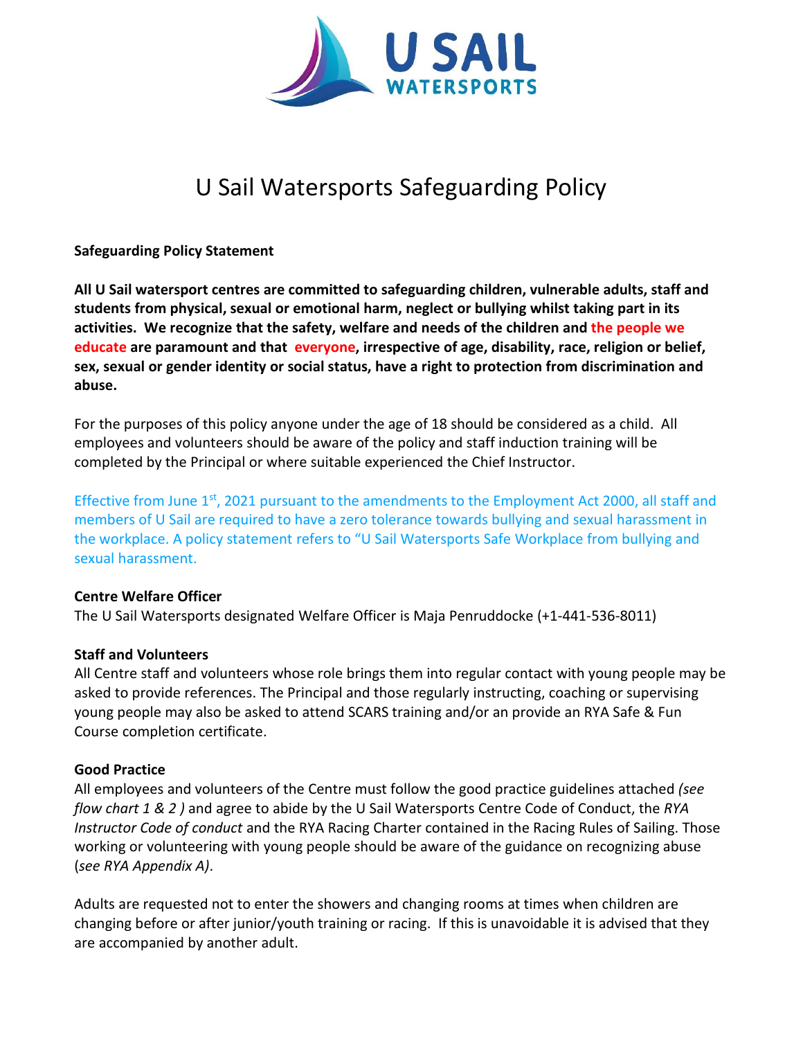# U Sail Watersports Safeguarding Policy

**Safeguarding Policy Statement**

**All U Sail watersport centres are committed to safeguarding children, vulnerable adults, staff and students from physical, sexual or emotional harm, neglect or bullying whilst taking part in its activities. We recognize that the safety, welfare and needs of the children and the people we educate are paramount and that everyone, irrespective of age, disability, race, religion or belief, sex, sexual or gender identity or social status, have a right to protection from discrimination and abuse.**

For the purposes of this policy anyone under the age of 18 should be considered as a child. All employees and volunteers should be aware of the policy and staff induction training will be completed by the Principal or where suitable experienced the Chief Instructor.

Effective from June 1st, 2021 pursuant to the amendments to the Employment Act 2000, all staff and members of U Sail are required to have a zero tolerance towards bullying and sexual harassment in the workplace. A policy statement refers to "U Sail Watersports Safe Workplace from bullying and sexual harassment.

**Centre Welfare Officer**

The U Sail Watersports designated Welfare Officer is Maja Penruddocke (+1-441-536-8011)

**Staff and Volunteers**

All Centre staff and volunteers whose role brings them into regular contact with young people may be asked to provide references. The Principal and those regularly instructing, coaching or supervising young people may also be asked to attend SCARS training and/or an provide an RYA Safe & Fun Course completion certificate.

**Good Practice**

All employees and volunteers of the Centre must follow the good practice guidelines attached *(see flow chart 1 & 2 )* and agree to abide by the U Sail Watersports Centre Code of Conduct, the *RYA Instructor Code of conduct* and the RYA Racing Charter contained in the Racing Rules of Sailing. Those working or volunteering with young people should be aware of the guidance on recognizing abuse (*see RYA Appendix A)*.

Adults are requested not to enter the showers and changing rooms at times when children are changing before or after junior/youth training or racing. If this is unavoidable it is advised that they are accompanied by another adult.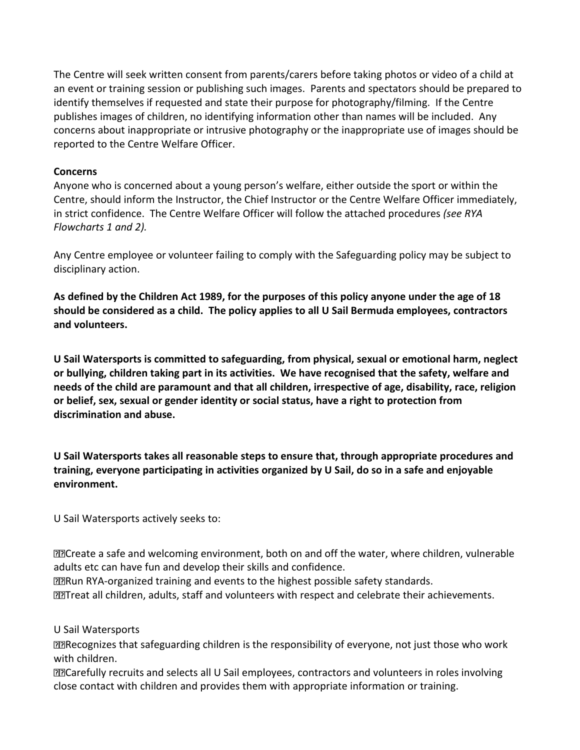The Centre will seek written consent from parents/carers before taking photos or video of a child at an event or training session or publishing such images. Parents and spectators should be prepared to identify themselves if requested and state their purpose for photography/filming. If the Centre publishes images of children, no identifying information other than names will be included. Any concerns about inappropriate or intrusive photography or the inappropriate use of images should be reported to the Centre Welfare Officer.

**Concerns**

Anyone who is concerned about a young person's welfare, either outside the sport or within the Centre, should inform the Instructor, the Chief Instructor or the Centre Welfare Officer immediately, in strict confidence. The Centre Welfare Officer will follow the attached procedures *(see RYA Flowcharts 1 and 2).*

Any Centre employee or volunteer failing to comply with the Safeguarding policy may be subject to disciplinary action.

**As defined by the Children Act 1989, for the purposes of this policy anyone under the age of 18 should be considered as a child. The policy applies to all U Sail Bermuda employees, contractors and volunteers.**

**U Sail Watersports is committed to safeguarding, from physical, sexual or emotional harm, neglect or bullying, children taking part in its activities. We have recognised that the safety, welfare and needs of the child are paramount and that all children, irrespective of age, disability, race, religion or belief, sex, sexual or gender identity or social status, have a right to protection from discrimination and abuse.**

**U Sail Watersports takes all reasonable steps to ensure that, through appropriate procedures and training, everyone participating in activities organized by U Sail, do so in a safe and enjoyable environment.**

U Sail Watersports actively seeks to:

- Create a safe and welcoming environment, both on and off the water, where children, vulnerable adults etc can have fun and develop their skills and confidence.
- Run RYA-organized training and events to the highest possible safety standards.
- Treat all children, adults, staff and volunteers with respect and celebrate their achievements.

U Sail Watersports

- Recognizes that safeguarding children is the responsibility of everyone, not just those who work with children.
- Carefully recruits and selects all U Sail employees, contractors and volunteers in roles involving close contact with children and provides them with appropriate information or training.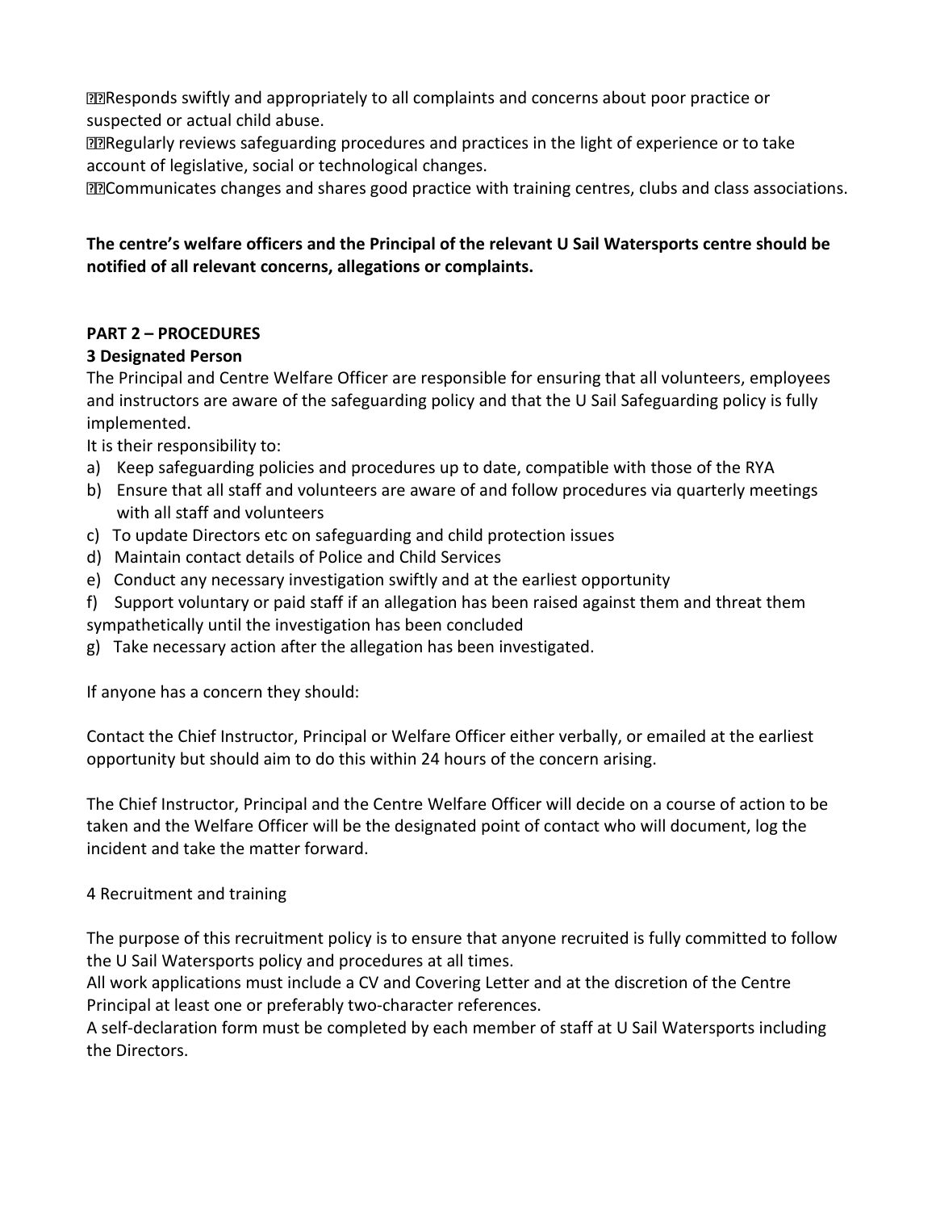- Responds swiftly and appropriately to all complaints and concerns about poor practice or suspected or actual child abuse.
- Regularly reviews safeguarding procedures and practices in the light of experience or to take account of legislative, social or technological changes.
- Communicates changes and shares good practice with training centres, clubs and class associations.

**The centre's welfare officers and the Principal of the relevant U Sail Watersports centre should be notified of all relevant concerns, allegations or complaints.**

## PART 2 – PROCEDURES

### 3 Designated Person

The Principal and Centre Welfare Officer are responsible for ensuring that all volunteers, employees and instructors are aware of the safeguarding policy and that the U Sail Safeguarding policy is fully implemented.

It is their responsibility to:

a) Keep safeguarding policies and procedures up to date, compatible with those of the RYA
b) Ensure that all staff and volunteers are aware of and follow procedures via quarterly meetings with all staff and volunteers
c) To update Directors etc on safeguarding and child protection issues
d) Maintain contact details of Police and Child Services
e) Conduct any necessary investigation swiftly and at the earliest opportunity
f) Support voluntary or paid staff if an allegation has been raised against them and threat them sympathetically until the investigation has been concluded
g) Take necessary action after the allegation has been investigated.

If anyone has a concern they should:

Contact the Chief Instructor, Principal or Welfare Officer either verbally, or emailed at the earliest opportunity but should aim to do this within 24 hours of the concern arising.

The Chief Instructor, Principal and the Centre Welfare Officer will decide on a course of action to be taken and the Welfare Officer will be the designated point of contact who will document, log the incident and take the matter forward.

### 4 Recruitment and training

The purpose of this recruitment policy is to ensure that anyone recruited is fully committed to follow the U Sail Watersports policy and procedures at all times.

All work applications must include a CV and Covering Letter and at the discretion of the Centre Principal at least one or preferably two-character references.

A self-declaration form must be completed by each member of staff at U Sail Watersports including the Directors.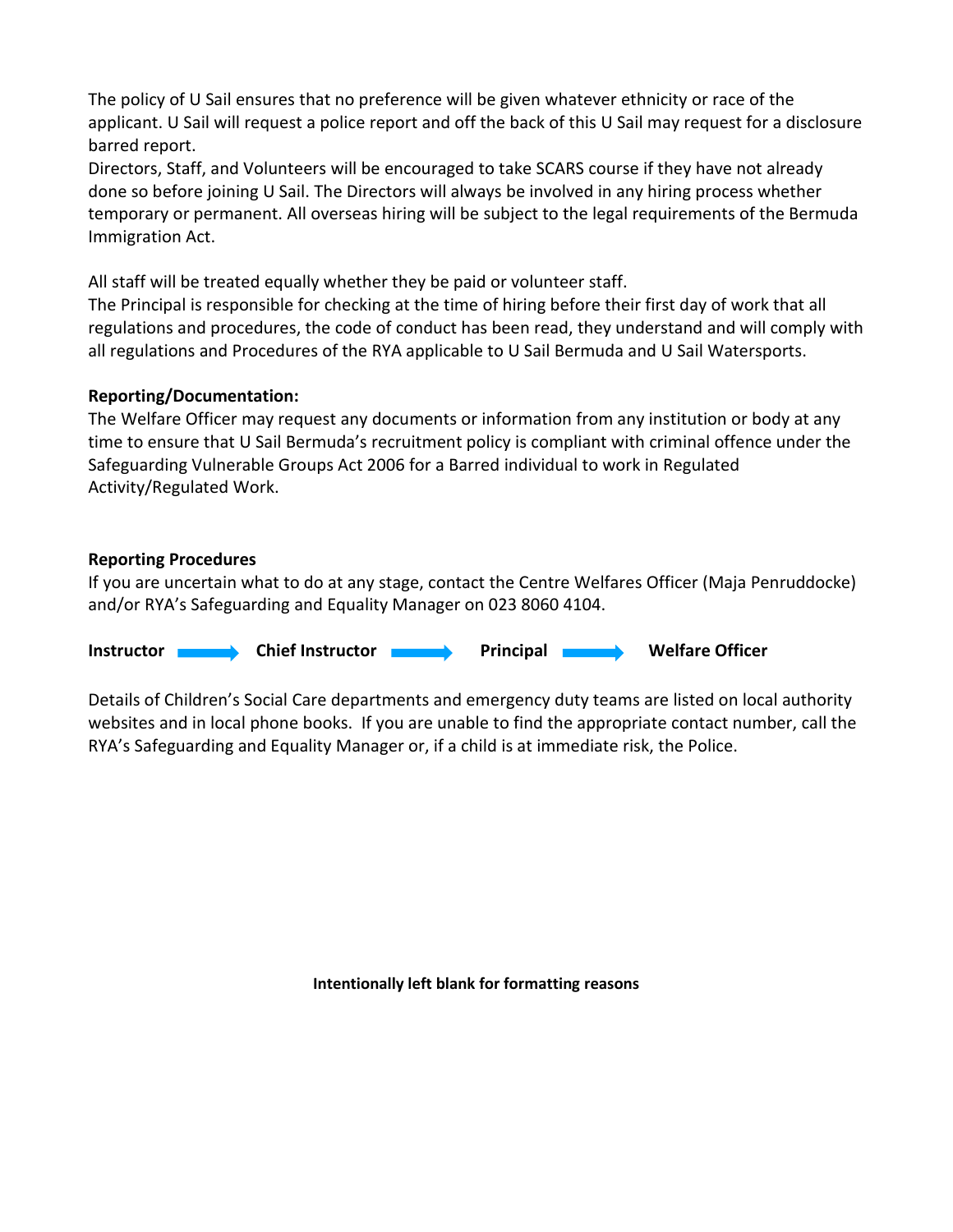The policy of U Sail ensures that no preference will be given whatever ethnicity or race of the applicant. U Sail will request a police report and off the back of this U Sail may request for a disclosure barred report.

Directors, Staff, and Volunteers will be encouraged to take SCARS course if they have not already done so before joining U Sail. The Directors will always be involved in any hiring process whether temporary or permanent. All overseas hiring will be subject to the legal requirements of the Bermuda Immigration Act.

All staff will be treated equally whether they be paid or volunteer staff.

The Principal is responsible for checking at the time of hiring before their first day of work that all regulations and procedures, the code of conduct has been read, they understand and will comply with all regulations and Procedures of the RYA applicable to U Sail Bermuda and U Sail Watersports.

**Reporting/Documentation:**

The Welfare Officer may request any documents or information from any institution or body at any time to ensure that U Sail Bermuda's recruitment policy is compliant with criminal offence under the Safeguarding Vulnerable Groups Act 2006 for a Barred individual to work in Regulated Activity/Regulated Work.

**Reporting Procedures**

If you are uncertain what to do at any stage, contact the Centre Welfares Officer (Maja Penruddocke) and/or RYA's Safeguarding and Equality Manager on 023 8060 4104.

**Instructor** → **Chief Instructor** → **Principal** → **Welfare Officer**

Details of Children's Social Care departments and emergency duty teams are listed on local authority websites and in local phone books. If you are unable to find the appropriate contact number, call the RYA's Safeguarding and Equality Manager or, if a child is at immediate risk, the Police.

**Intentionally left blank for formatting reasons**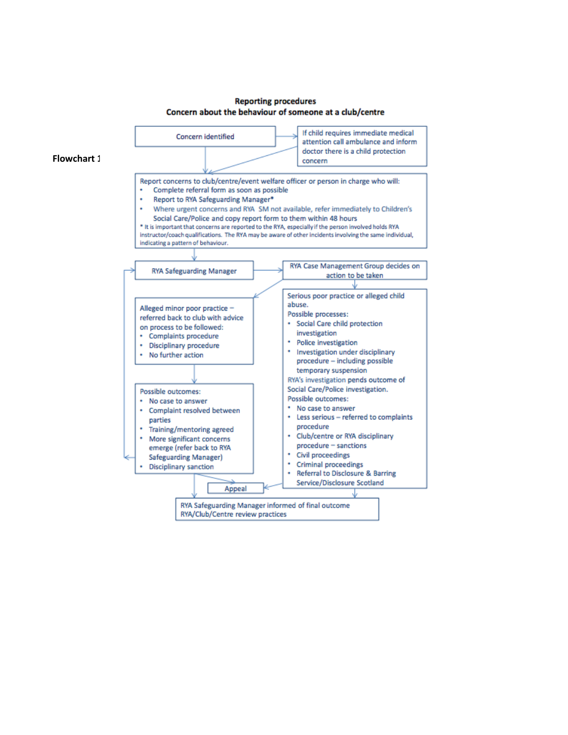**Flowchart 1**

## Reporting procedures

### Concern about the behaviour of someone at a club/centre

Concern identified

If child requires immediate medical attention call ambulance and inform doctor there is a child protection concern

Report concerns to club/centre/event welfare officer or person in charge who will:

- Complete referral form as soon as possible
- Report to RYA Safeguarding Manager*
- Where urgent concerns and RYA SM not available, refer immediately to Children's Social Care/Police and copy report form to them within 48 hours

* It is important that concerns are reported to the RYA, especially if the person involved holds RYA instructor/coach qualifications. The RYA may be aware of other incidents involving the same individual, indicating a pattern of behaviour.

RYA Safeguarding Manager

RYA Case Management Group decides on action to be taken

Alleged minor poor practice – referred back to club with advice on process to be followed:

- Complaints procedure
- Disciplinary procedure
- No further action

Possible outcomes:

- No case to answer
- Complaint resolved between parties
- Training/mentoring agreed
- More significant concerns emerge (refer back to RYA Safeguarding Manager)
- Disciplinary sanction

Serious poor practice or alleged child abuse.

Possible processes:

- Social Care child protection investigation
- Police investigation
- Investigation under disciplinary procedure – including possible temporary suspension

RYA's investigation pends outcome of Social Care/Police investigation.

Possible outcomes:

- No case to answer
- Less serious – referred to complaints procedure
- Club/centre or RYA disciplinary procedure – sanctions
- Civil proceedings
- Criminal proceedings
- Referral to Disclosure & Barring Service/Disclosure Scotland

Appeal

RYA Safeguarding Manager informed of final outcome
RYA/Club/Centre review practices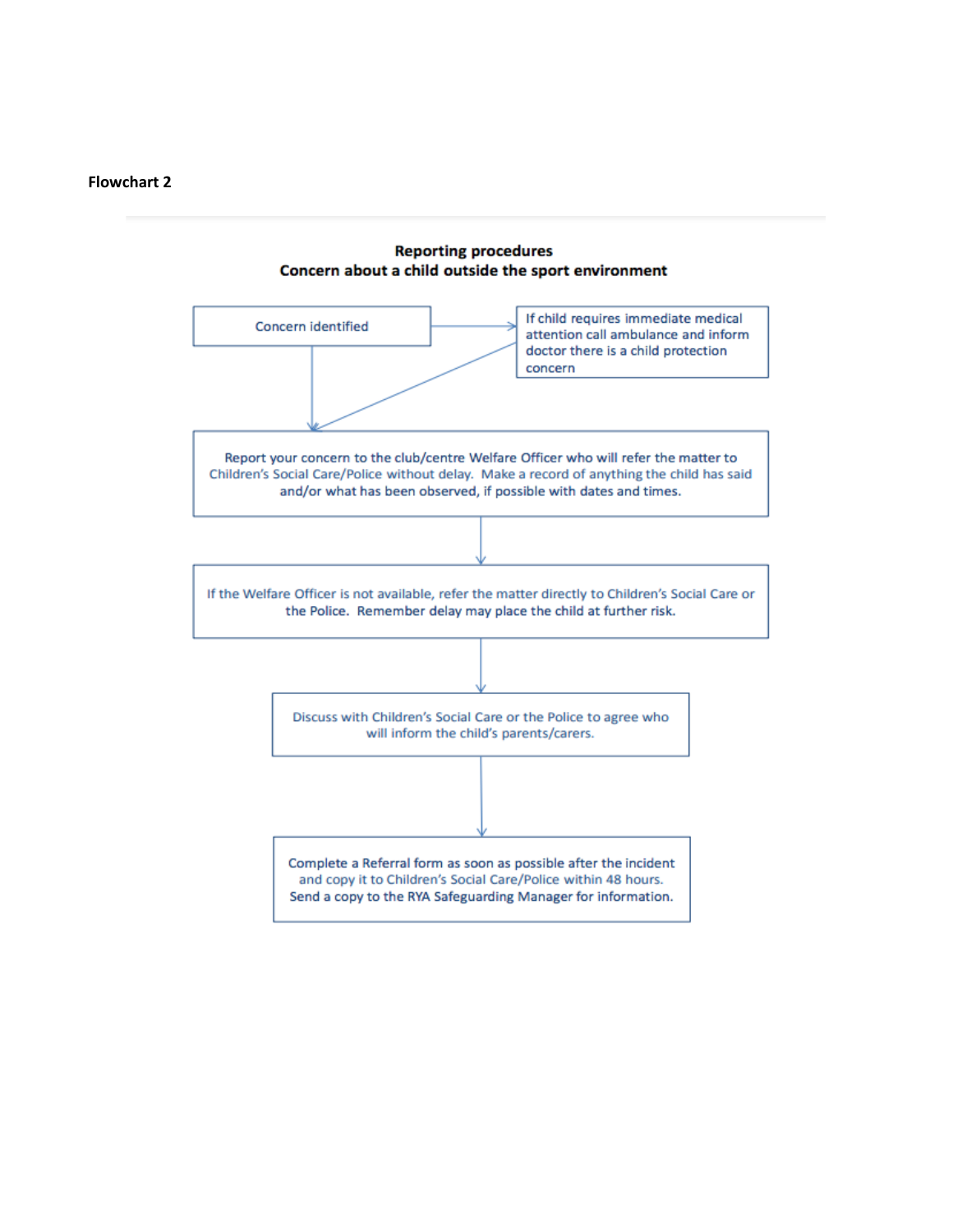**Flowchart 2**

**Reporting procedures**
**Concern about a child outside the sport environment**

Concern identified

If child requires immediate medical attention call ambulance and inform doctor there is a child protection concern

Report your concern to the club/centre Welfare Officer who will refer the matter to Children's Social Care/Police without delay. Make a record of anything the child has said and/or what has been observed, if possible with dates and times.

If the Welfare Officer is not available, refer the matter directly to Children's Social Care or the Police. Remember delay may place the child at further risk.

Discuss with Children's Social Care or the Police to agree who will inform the child's parents/carers.

Complete a Referral form as soon as possible after the incident and copy it to Children's Social Care/Police within 48 hours. Send a copy to the RYA Safeguarding Manager for information.